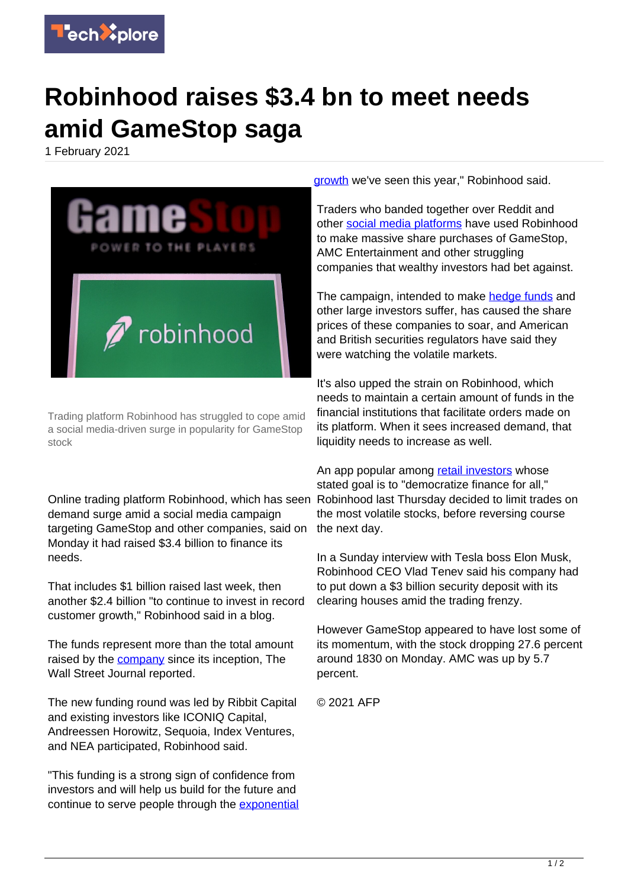# Robinhood raises $3.4 bn to meet needs amid GameStop saga

1 February 2021

Trading platform Robinhood has struggled to cope amid a social media-driven surge in popularity for GameStop stock

Online trading platform Robinhood, which has seen demand surge amid a social media campaign targeting GameStop and other companies, said on Monday it had raised $3.4 billion to finance its needs.

That includes $1 billion raised last week, then another $2.4 billion "to continue to invest in record customer growth," Robinhood said in a blog.

The funds represent more than the total amount raised by the company since its inception, The Wall Street Journal reported.

The new funding round was led by Ribbit Capital and existing investors like ICONIQ Capital, Andreessen Horowitz, Sequoia, Index Ventures, and NEA participated, Robinhood said.

"This funding is a strong sign of confidence from investors and will help us build for the future and continue to serve people through the exponential growth we've seen this year," Robinhood said.

Traders who banded together over Reddit and other social media platforms have used Robinhood to make massive share purchases of GameStop, AMC Entertainment and other struggling companies that wealthy investors had bet against.

The campaign, intended to make hedge funds and other large investors suffer, has caused the share prices of these companies to soar, and American and British securities regulators have said they were watching the volatile markets.

It's also upped the strain on Robinhood, which needs to maintain a certain amount of funds in the financial institutions that facilitate orders made on its platform. When it sees increased demand, that liquidity needs to increase as well.

An app popular among retail investors whose stated goal is to "democratize finance for all," Robinhood last Thursday decided to limit trades on the most volatile stocks, before reversing course the next day.

In a Sunday interview with Tesla boss Elon Musk, Robinhood CEO Vlad Tenev said his company had to put down a $3 billion security deposit with its clearing houses amid the trading frenzy.

However GameStop appeared to have lost some of its momentum, with the stock dropping 27.6 percent around 1830 on Monday. AMC was up by 5.7 percent.

© 2021 AFP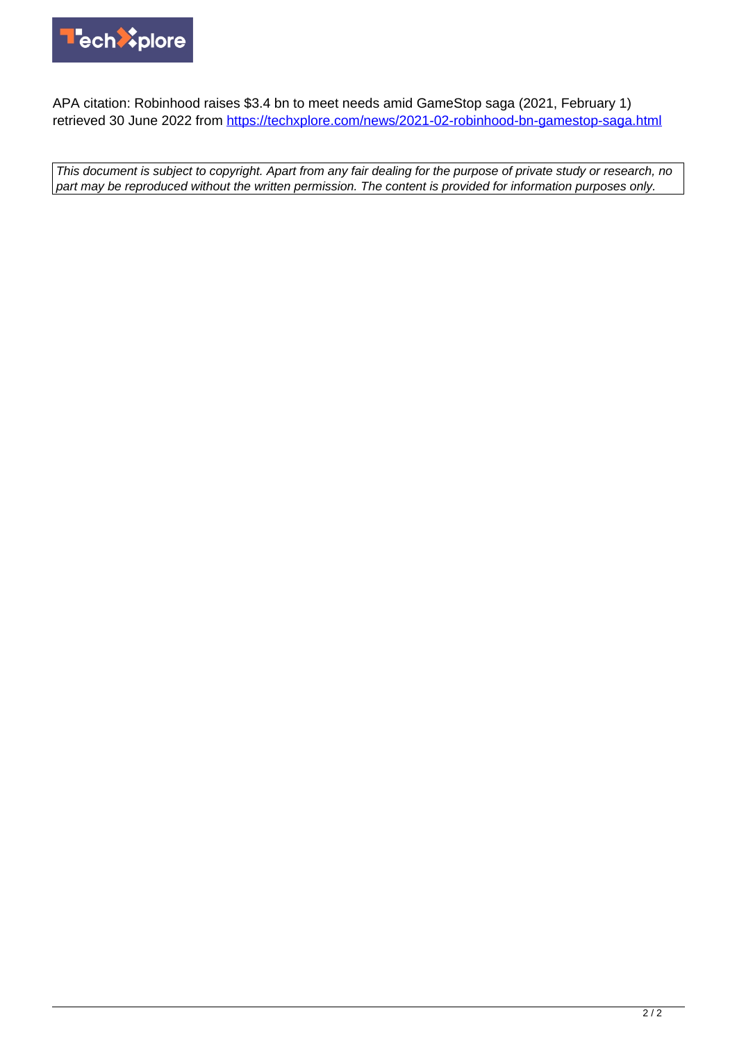APA citation: Robinhood raises $3.4 bn to meet needs amid GameStop saga (2021, February 1) retrieved 30 June 2022 from https://techxplore.com/news/2021-02-robinhood-bn-gamestop-saga.html

*This document is subject to copyright. Apart from any fair dealing for the purpose of private study or research, no part may be reproduced without the written permission. The content is provided for information purposes only.*